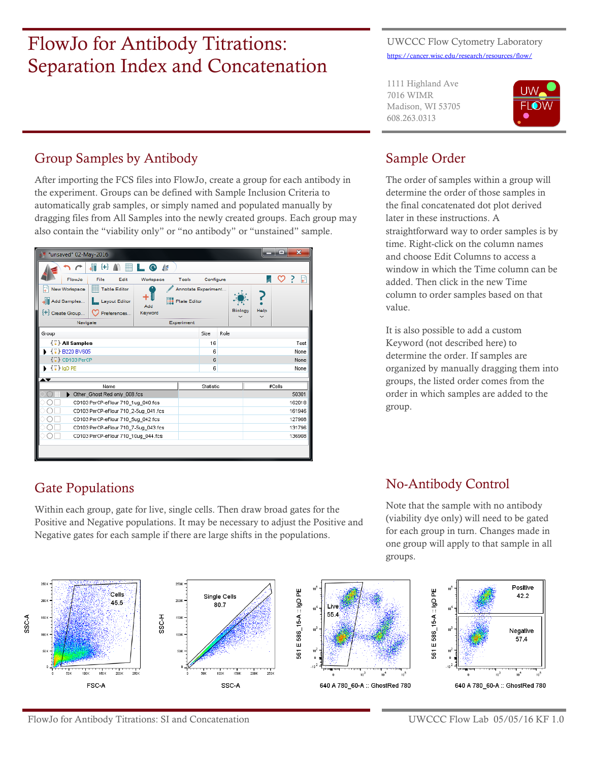# FlowJo for Antibody Titrations: Separation Index and Concatenation

UWCCC Flow Cytometry Laboratory

https://cancer.wisc.edu/research/resources/flow/

1111 Highland Ave
7016 WIMR
Madison, WI 53705
608.263.0313

## Group Samples by Antibody

After importing the FCS files into FlowJo, create a group for each antibody in the experiment. Groups can be defined with Sample Inclusion Criteria to automatically grab samples, or simply named and populated manually by dragging files from All Samples into the newly created groups. Each group may also contain the "viability only" or "no antibody" or "unstained" sample.

## Sample Order

The order of samples within a group will determine the order of those samples in the final concatenated dot plot derived later in these instructions. A straightforward way to order samples is by time. Right-click on the column names and choose Edit Columns to access a window in which the Time column can be added. Then click in the new Time column to order samples based on that value.

It is also possible to add a custom Keyword (not described here) to determine the order. If samples are organized by manually dragging them into groups, the listed order comes from the order in which samples are added to the group.

## Gate Populations

Within each group, gate for live, single cells. Then draw broad gates for the Positive and Negative populations. It may be necessary to adjust the Positive and Negative gates for each sample if there are large shifts in the populations.

## No-Antibody Control

Note that the sample with no antibody (viability dye only) will need to be gated for each group in turn. Changes made in one group will apply to that sample in all groups.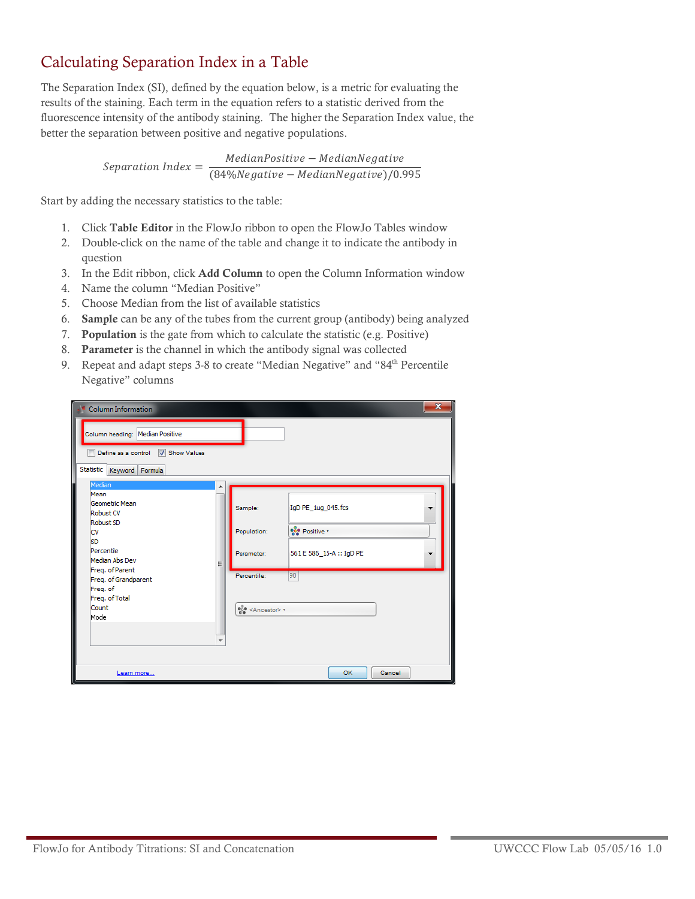# Calculating Separation Index in a Table

The Separation Index (SI), defined by the equation below, is a metric for evaluating the results of the staining. Each term in the equation refers to a statistic derived from the fluorescence intensity of the antibody staining. The higher the Separation Index value, the better the separation between positive and negative populations.

$$Separation\ Index = \frac{MedianPositive - MedianNegative}{(84\%Negative - MedianNegative)/0.995}$$

Start by adding the necessary statistics to the table:

1. Click **Table Editor** in the FlowJo ribbon to open the FlowJo Tables window
2. Double-click on the name of the table and change it to indicate the antibody in question
3. In the Edit ribbon, click **Add Column** to open the Column Information window
4. Name the column "Median Positive"
5. Choose Median from the list of available statistics
6. **Sample** can be any of the tubes from the current group (antibody) being analyzed
7. **Population** is the gate from which to calculate the statistic (e.g. Positive)
8. **Parameter** is the channel in which the antibody signal was collected
9. Repeat and adapt steps 3-8 to create "Median Negative" and "84$^{th}$ Percentile Negative" columns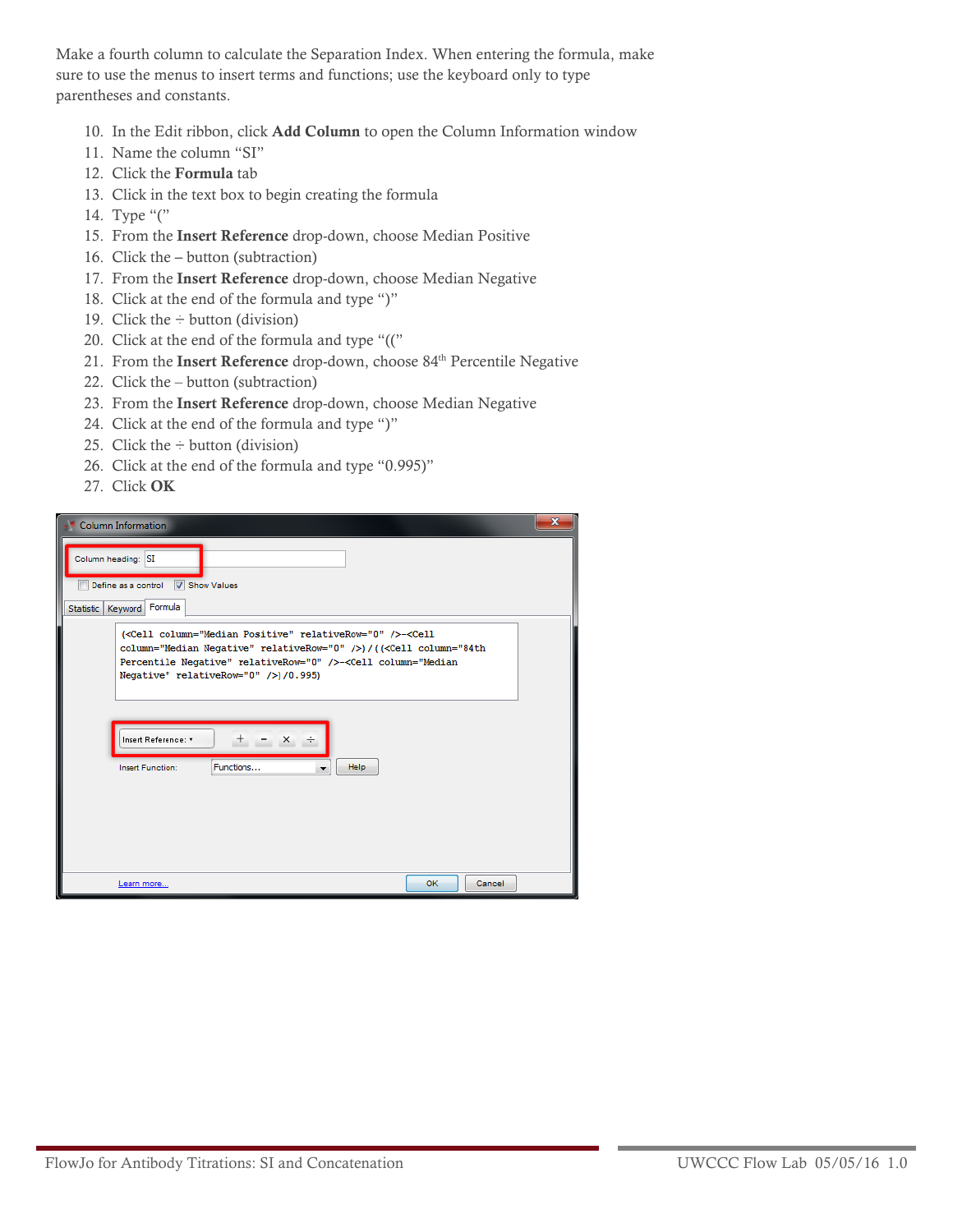Make a fourth column to calculate the Separation Index. When entering the formula, make sure to use the menus to insert terms and functions; use the keyboard only to type parentheses and constants.

10. In the Edit ribbon, click **Add Column** to open the Column Information window
11. Name the column “SI”
12. Click the **Formula** tab
13. Click in the text box to begin creating the formula
14. Type “(”
15. From the **Insert Reference** drop-down, choose Median Positive
16. Click the – button (subtraction)
17. From the **Insert Reference** drop-down, choose Median Negative
18. Click at the end of the formula and type “)”
19. Click the ÷ button (division)
20. Click at the end of the formula and type “((”
21. From the **Insert Reference** drop-down, choose 84th Percentile Negative
22. Click the – button (subtraction)
23. From the **Insert Reference** drop-down, choose Median Negative
24. Click at the end of the formula and type “)”
25. Click the ÷ button (division)
26. Click at the end of the formula and type “0.995)”
27. Click **OK**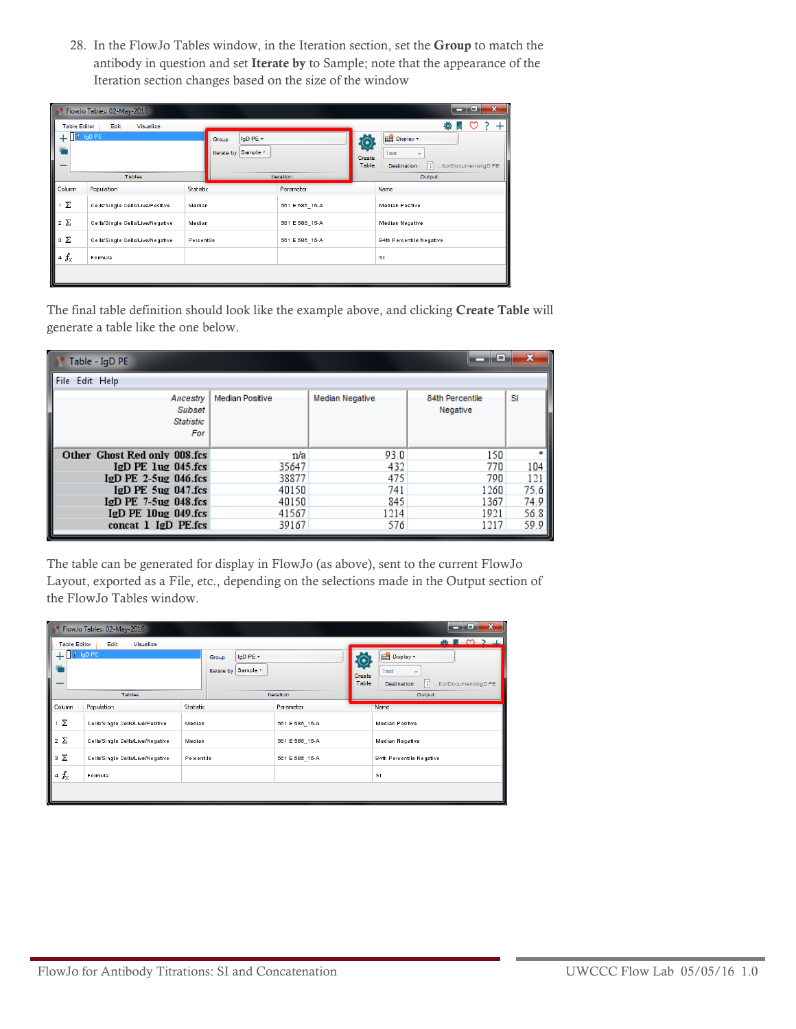28. In the FlowJo Tables window, in the Iteration section, set the **Group** to match the antibody in question and set **Iterate by** to Sample; note that the appearance of the Iteration section changes based on the size of the window

The final table definition should look like the example above, and clicking **Create Table** will generate a table like the one below.

The table can be generated for display in FlowJo (as above), sent to the current FlowJo Layout, exported as a File, etc., depending on the selections made in the Output section of the FlowJo Tables window.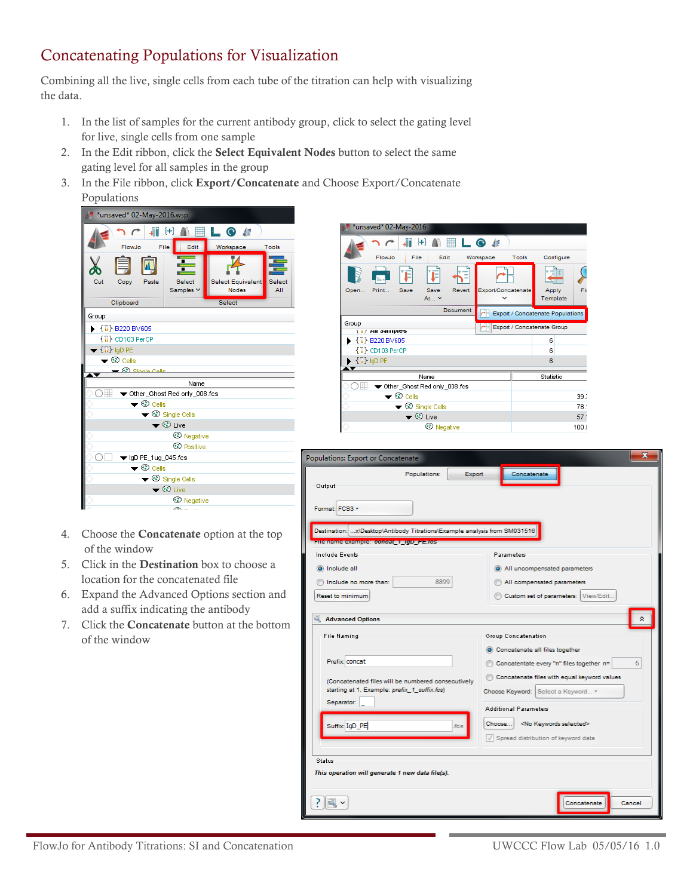# Concatenating Populations for Visualization

Combining all the live, single cells from each tube of the titration can help with visualizing the data.

1. In the list of samples for the current antibody group, click to select the gating level for live, single cells from one sample
2. In the Edit ribbon, click the **Select Equivalent Nodes** button to select the same gating level for all samples in the group
3. In the File ribbon, click **Export/Concatenate** and Choose Export/Concatenate Populations

4. Choose the **Concatenate** option at the top of the window
5. Click in the **Destination** box to choose a location for the concatenated file
6. Expand the Advanced Options section and add a suffix indicating the antibody
7. Click the **Concatenate** button at the bottom of the window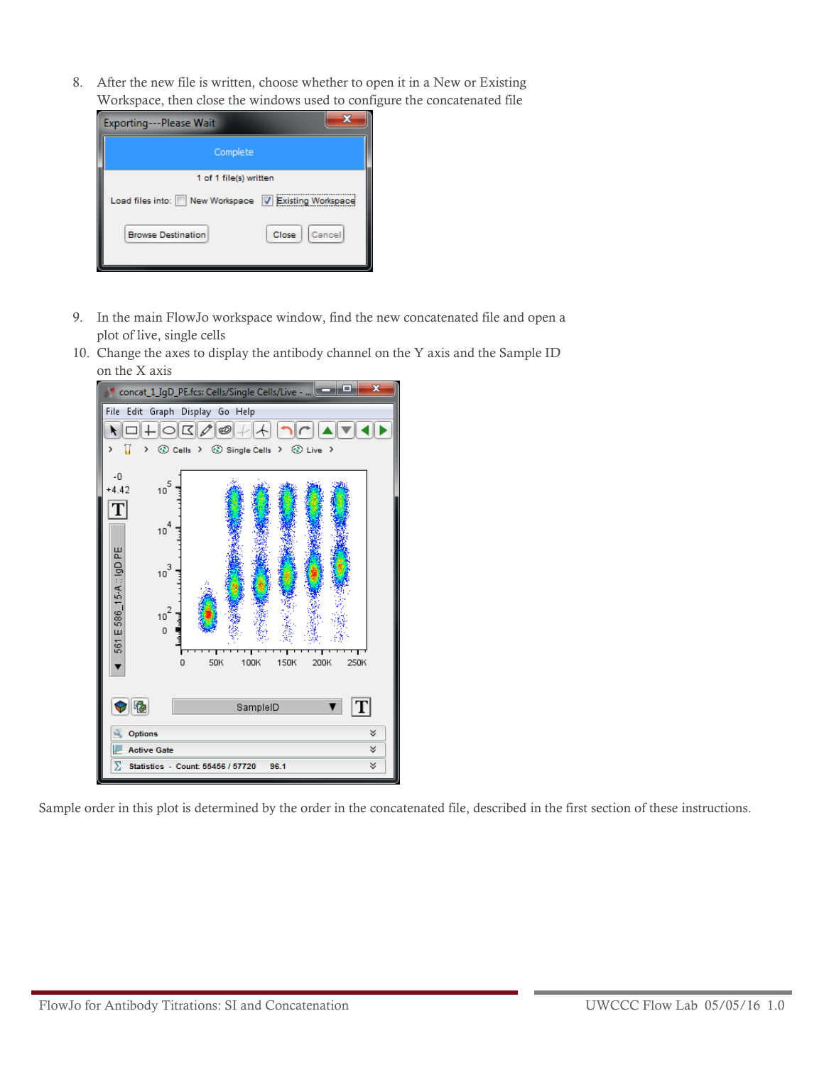8. After the new file is written, choose whether to open it in a New or Existing Workspace, then close the windows used to configure the concatenated file

Exporting---Please Wait

Complete

1 of 1 file(s) written

Load files into: New Workspace Existing Workspace

Browse Destination Close Cancel

9. In the main FlowJo workspace window, find the new concatenated file and open a plot of live, single cells
10. Change the axes to display the antibody channel on the Y axis and the Sample ID on the X axis

concat_1_IgD_PE.fcs: Cells/Single Cells/Live - ...

File Edit Graph Display Go Help

Cells > Single Cells > Live >

-0

+4.42

561 E 586_15-A :: IgD PE

$10^5$

$10^4$

$10^3$

$10^2$

0

0 50K 100K 150K 200K 250K

SampleID

Options

Active Gate

Statistics - Count: 55456 / 57720 96.1

Sample order in this plot is determined by the order in the concatenated file, described in the first section of these instructions.